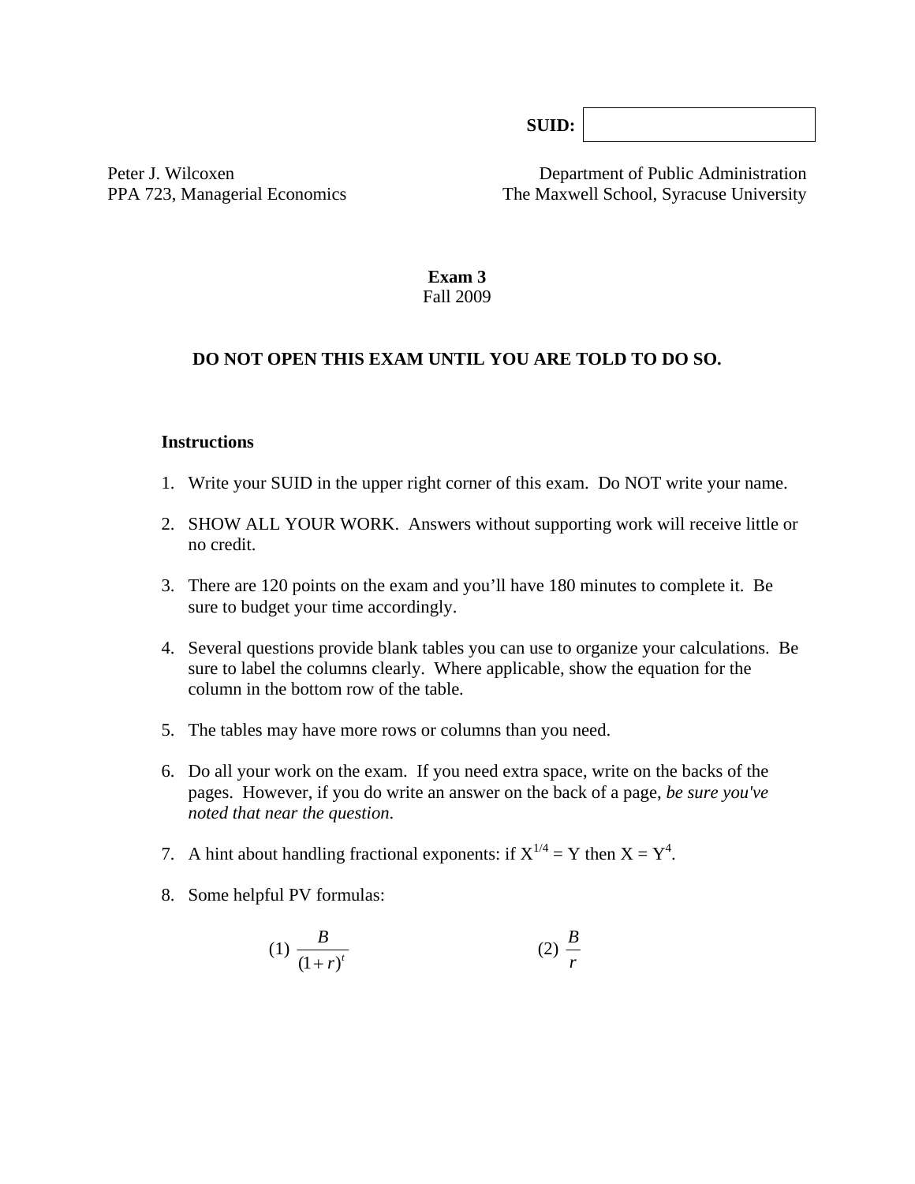**SUID:** |          |

Peter J. Wilcoxen
PPA 723, Managerial Economics

Department of Public Administration
The Maxwell School, Syracuse University

**Exam 3**
Fall 2009

**DO NOT OPEN THIS EXAM UNTIL YOU ARE TOLD TO DO SO.**

**Instructions**

1. Write your SUID in the upper right corner of this exam. Do NOT write your name.

2. SHOW ALL YOUR WORK. Answers without supporting work will receive little or no credit.

3. There are 120 points on the exam and you'll have 180 minutes to complete it. Be sure to budget your time accordingly.

4. Several questions provide blank tables you can use to organize your calculations. Be sure to label the columns clearly. Where applicable, show the equation for the column in the bottom row of the table.

5. The tables may have more rows or columns than you need.

6. Do all your work on the exam. If you need extra space, write on the backs of the pages. However, if you do write an answer on the back of a page, *be sure you've noted that near the question*.

7. A hint about handling fractional exponents: if $X^{1/4} = Y$ then $X = Y^4$.

8. Some helpful PV formulas:

$$(1)\ \frac{B}{(1+r)^t} \qquad\qquad (2)\ \frac{B}{r}$$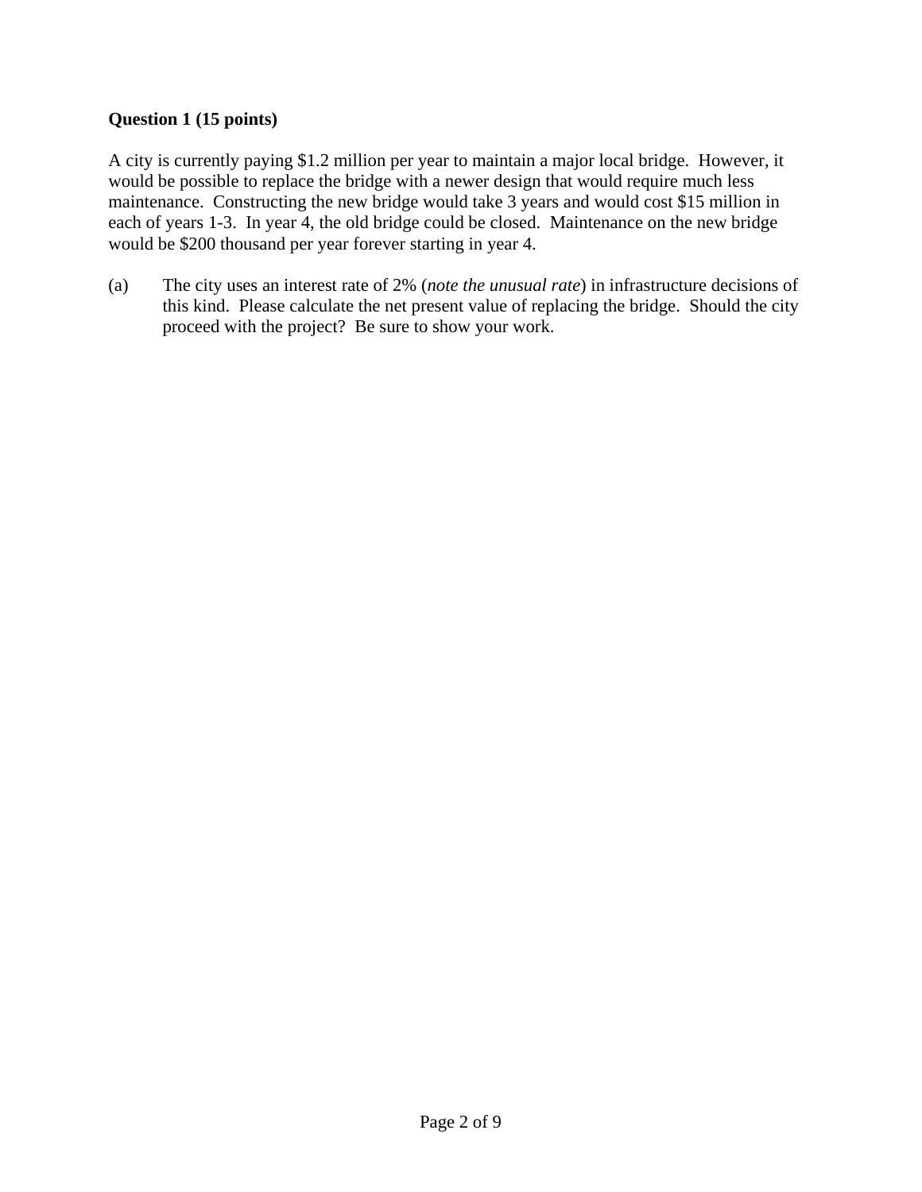**Question 1 (15 points)**

A city is currently paying $1.2 million per year to maintain a major local bridge. However, it would be possible to replace the bridge with a newer design that would require much less maintenance. Constructing the new bridge would take 3 years and would cost $15 million in each of years 1-3. In year 4, the old bridge could be closed. Maintenance on the new bridge would be $200 thousand per year forever starting in year 4.

(a) The city uses an interest rate of 2% (*note the unusual rate*) in infrastructure decisions of this kind. Please calculate the net present value of replacing the bridge. Should the city proceed with the project? Be sure to show your work.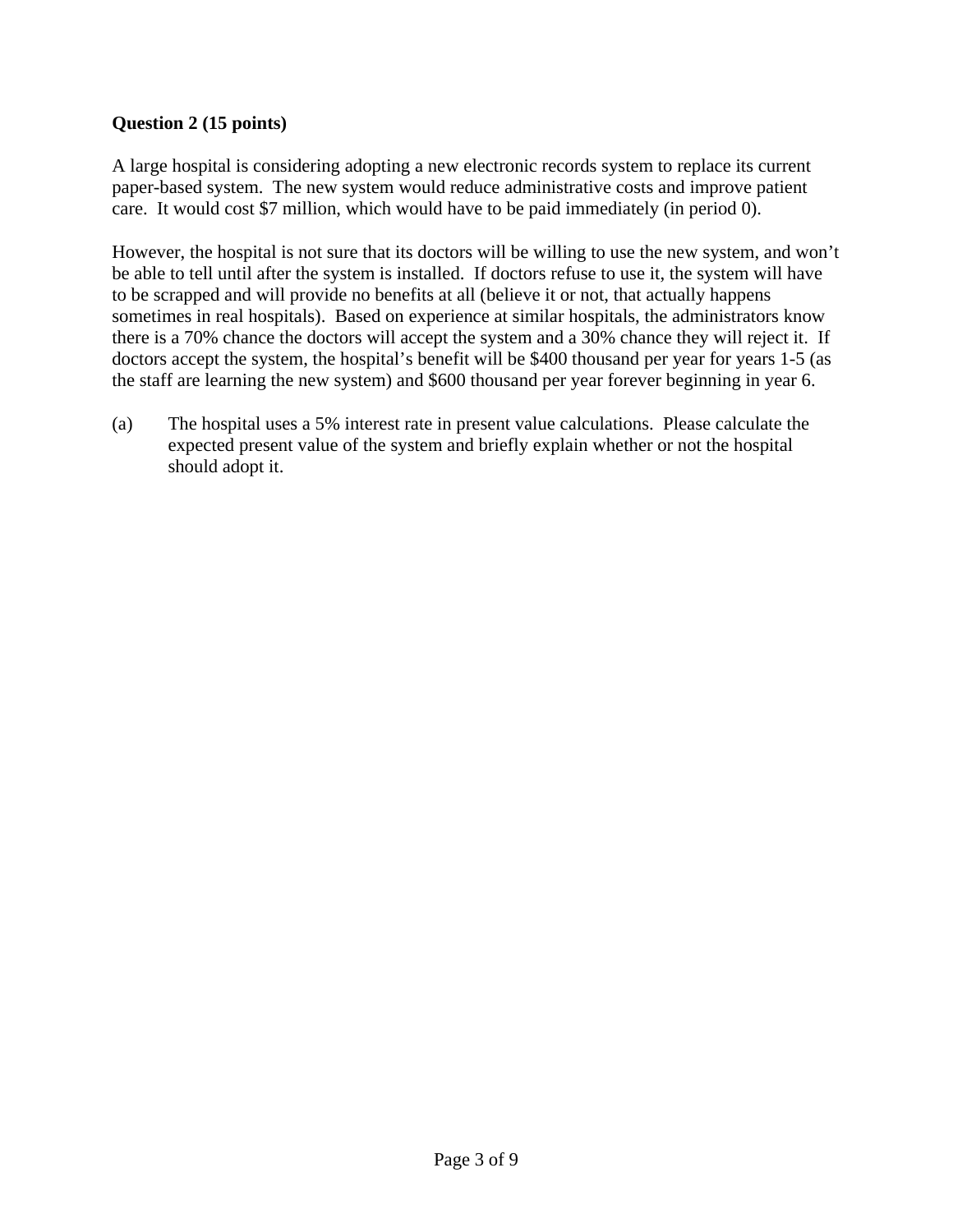**Question 2 (15 points)**

A large hospital is considering adopting a new electronic records system to replace its current paper-based system. The new system would reduce administrative costs and improve patient care. It would cost $7 million, which would have to be paid immediately (in period 0).

However, the hospital is not sure that its doctors will be willing to use the new system, and won't be able to tell until after the system is installed. If doctors refuse to use it, the system will have to be scrapped and will provide no benefits at all (believe it or not, that actually happens sometimes in real hospitals). Based on experience at similar hospitals, the administrators know there is a 70% chance the doctors will accept the system and a 30% chance they will reject it. If doctors accept the system, the hospital's benefit will be $400 thousand per year for years 1-5 (as the staff are learning the new system) and $600 thousand per year forever beginning in year 6.

(a) The hospital uses a 5% interest rate in present value calculations. Please calculate the expected present value of the system and briefly explain whether or not the hospital should adopt it.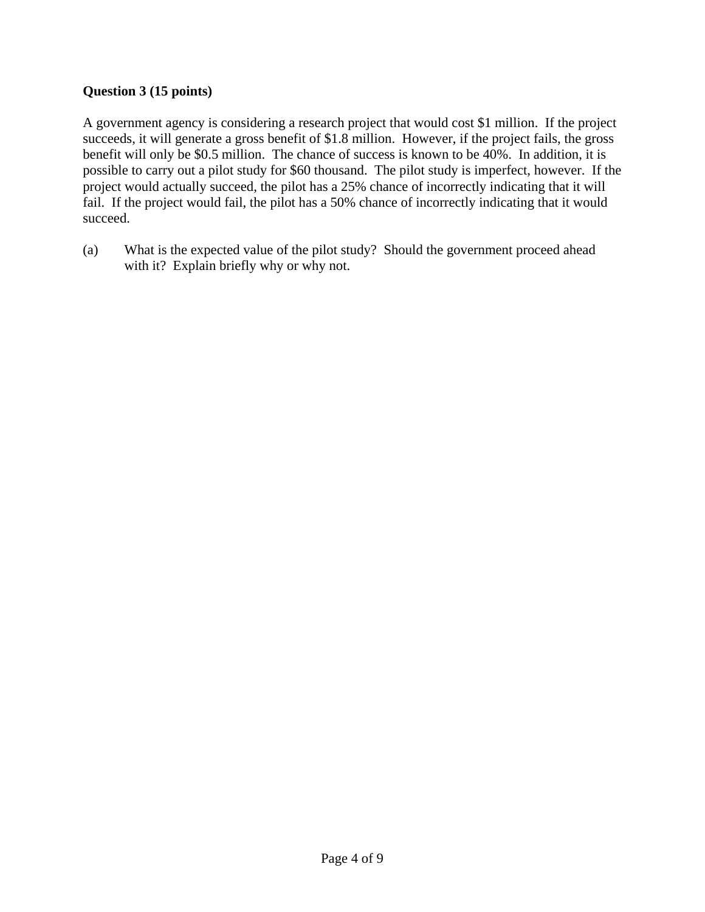**Question 3 (15 points)**

A government agency is considering a research project that would cost $1 million. If the project succeeds, it will generate a gross benefit of $1.8 million. However, if the project fails, the gross benefit will only be $0.5 million. The chance of success is known to be 40%. In addition, it is possible to carry out a pilot study for $60 thousand. The pilot study is imperfect, however. If the project would actually succeed, the pilot has a 25% chance of incorrectly indicating that it will fail. If the project would fail, the pilot has a 50% chance of incorrectly indicating that it would succeed.

(a) What is the expected value of the pilot study? Should the government proceed ahead with it? Explain briefly why or why not.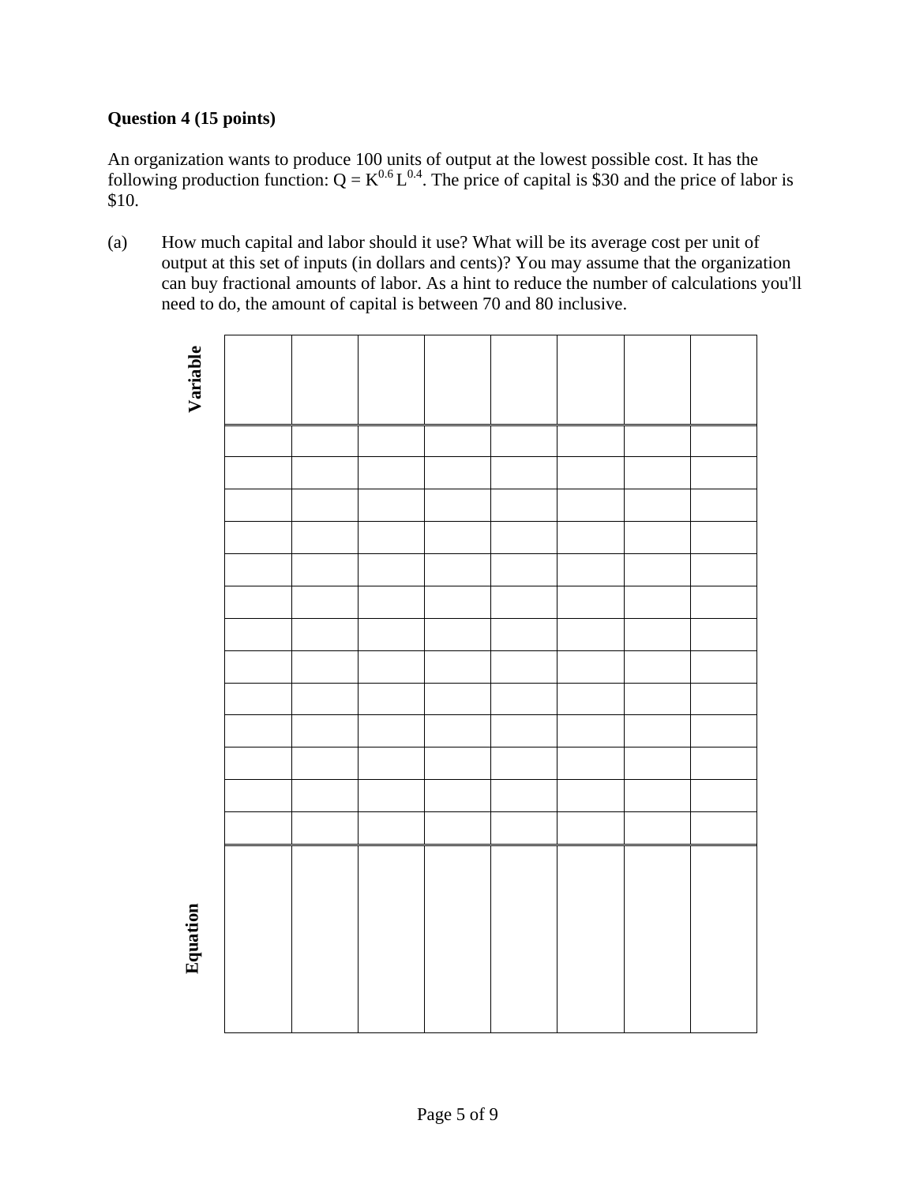**Question 4 (15 points)**

An organization wants to produce 100 units of output at the lowest possible cost. It has the following production function: $Q = K^{0.6} L^{0.4}$. The price of capital is \$30 and the price of labor is \$10.

(a) How much capital and labor should it use? What will be its average cost per unit of output at this set of inputs (in dollars and cents)? You may assume that the organization can buy fractional amounts of labor. As a hint to reduce the number of calculations you'll need to do, the amount of capital is between 70 and 80 inclusive.

| **Variable** | | | | | | | | |
|---|---|---|---|---|---|---|---|---|
| | | | | | | | | |
| | | | | | | | | |
| | | | | | | | | |
| | | | | | | | | |
| | | | | | | | | |
| | | | | | | | | |
| | | | | | | | | |
| | | | | | | | | |
| | | | | | | | | |
| | | | | | | | | |
| | | | | | | | | |
| | | | | | | | | |
| | | | | | | | | |
| **Equation** | | | | | | | | |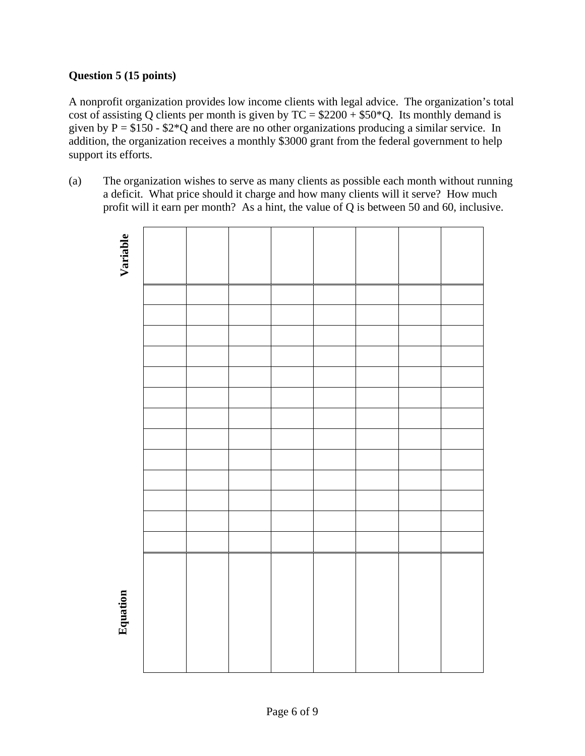**Question 5 (15 points)**

A nonprofit organization provides low income clients with legal advice. The organization's total cost of assisting Q clients per month is given by TC = \$2200 + \$50*Q. Its monthly demand is given by P = \$150 - \$2*Q and there are no other organizations producing a similar service. In addition, the organization receives a monthly \$3000 grant from the federal government to help support its efforts.

(a) The organization wishes to serve as many clients as possible each month without running a deficit. What price should it charge and how many clients will it serve? How much profit will it earn per month? As a hint, the value of Q is between 50 and 60, inclusive.

| **Variable** | | | | | | | |
|---|---|---|---|---|---|---|---|
| | | | | | | | |
| | | | | | | | |
| | | | | | | | |
| | | | | | | | |
| | | | | | | | |
| | | | | | | | |
| | | | | | | | |
| | | | | | | | |
| | | | | | | | |
| | | | | | | | |
| | | | | | | | |
| | | | | | | | |
| | | | | | | | |
| **Equation** | | | | | | | |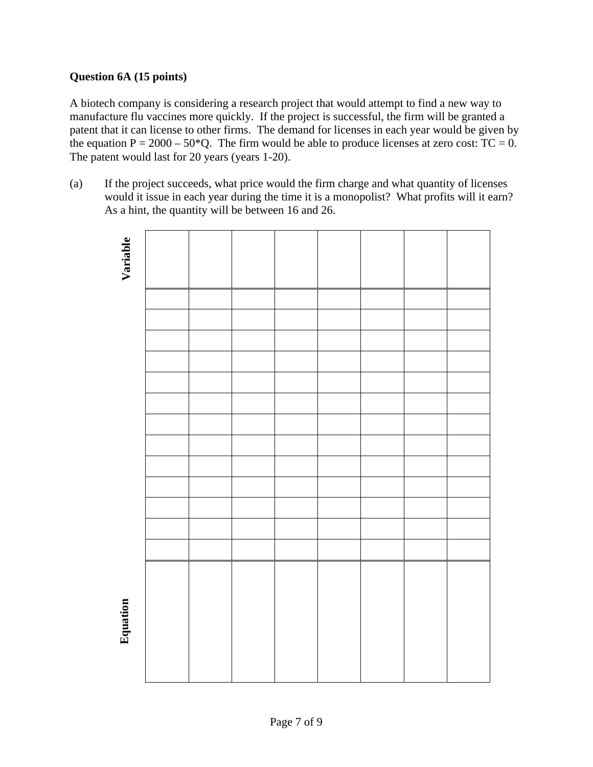**Question 6A (15 points)**

A biotech company is considering a research project that would attempt to find a new way to manufacture flu vaccines more quickly. If the project is successful, the firm will be granted a patent that it can license to other firms. The demand for licenses in each year would be given by the equation $P = 2000 - 50*Q$. The firm would be able to produce licenses at zero cost: $TC = 0$. The patent would last for 20 years (years 1-20).

(a) If the project succeeds, what price would the firm charge and what quantity of licenses would it issue in each year during the time it is a monopolist? What profits will it earn? As a hint, the quantity will be between 16 and 26.

| Variable | | | | | | | |
|---|---|---|---|---|---|---|---|
| | | | | | | | |
| | | | | | | | |
| | | | | | | | |
| | | | | | | | |
| | | | | | | | |
| | | | | | | | |
| | | | | | | | |
| | | | | | | | |
| | | | | | | | |
| | | | | | | | |
| | | | | | | | |
| | | | | | | | |
| | | | | | | | |
| **Equation** | | | | | | | |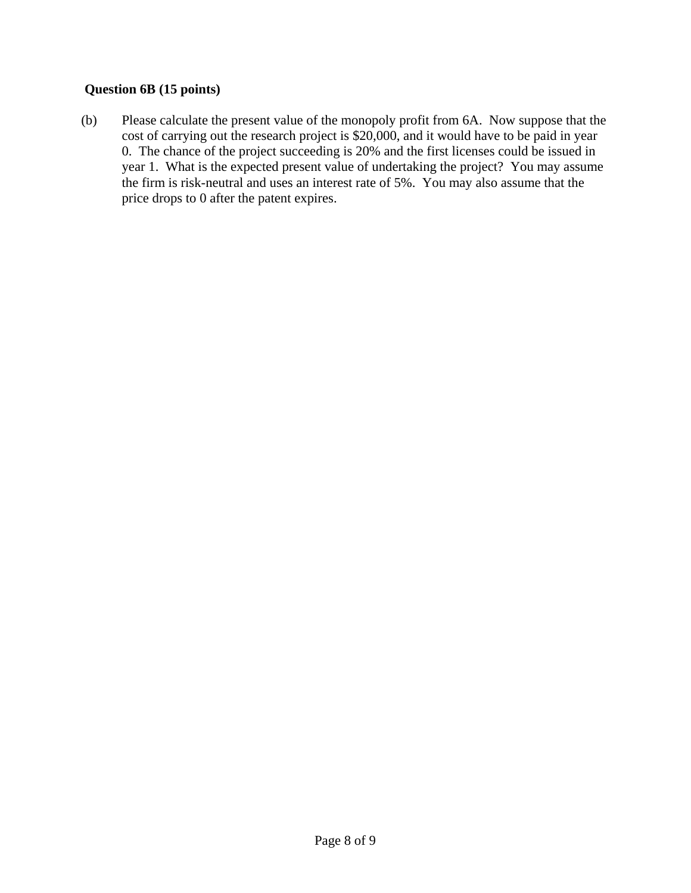**Question 6B (15 points)**

(b) Please calculate the present value of the monopoly profit from 6A. Now suppose that the cost of carrying out the research project is $20,000, and it would have to be paid in year 0. The chance of the project succeeding is 20% and the first licenses could be issued in year 1. What is the expected present value of undertaking the project? You may assume the firm is risk-neutral and uses an interest rate of 5%. You may also assume that the price drops to 0 after the patent expires.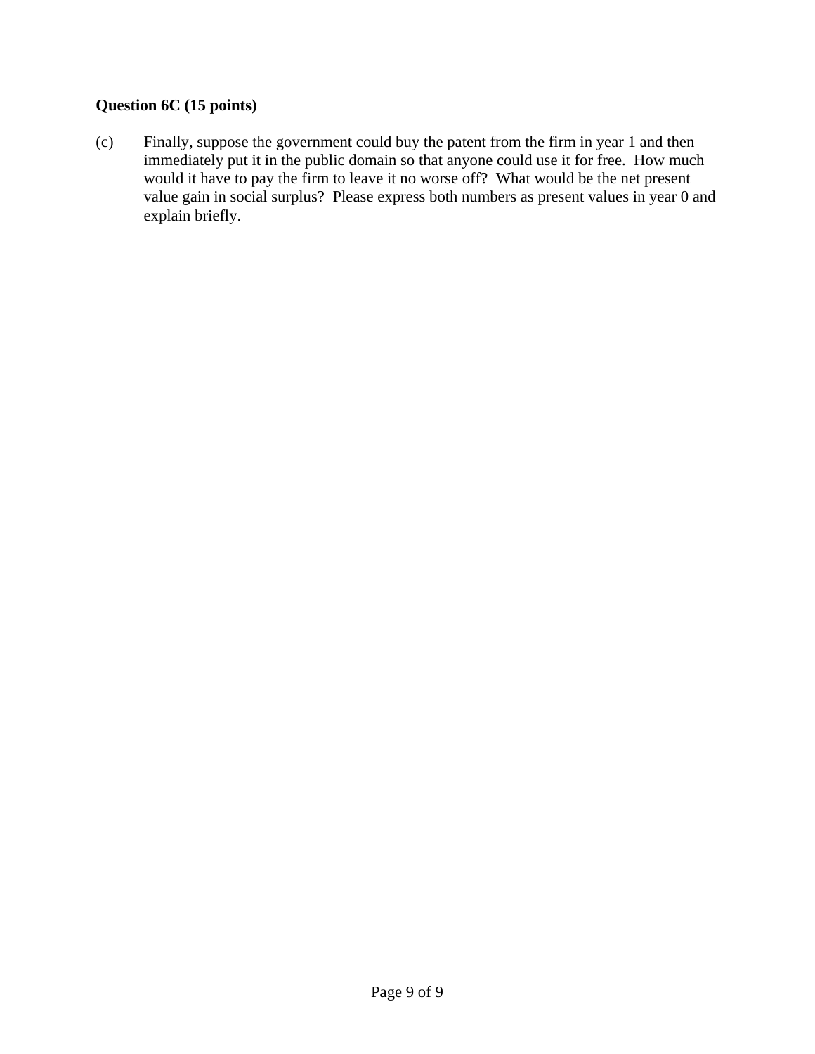**Question 6C (15 points)**

(c) Finally, suppose the government could buy the patent from the firm in year 1 and then immediately put it in the public domain so that anyone could use it for free. How much would it have to pay the firm to leave it no worse off? What would be the net present value gain in social surplus? Please express both numbers as present values in year 0 and explain briefly.